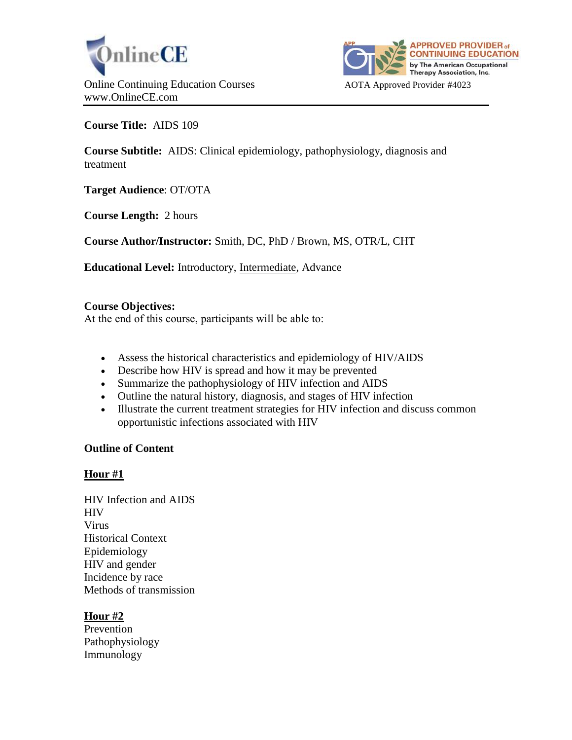OnlineCE

Online Continuing Education Courses
www.OnlineCE.com

APPROVED PROVIDER of CONTINUING EDUCATION by The American Occupational Therapy Association, Inc.

AOTA Approved Provider #4023

**Course Title:** AIDS 109

**Course Subtitle:** AIDS: Clinical epidemiology, pathophysiology, diagnosis and treatment

**Target Audience**: OT/OTA

**Course Length:** 2 hours

**Course Author/Instructor:** Smith, DC, PhD / Brown, MS, OTR/L, CHT

**Educational Level:** Introductory, <u>Intermediate</u>, Advance

**Course Objectives:**
At the end of this course, participants will be able to:

- Assess the historical characteristics and epidemiology of HIV/AIDS
- Describe how HIV is spread and how it may be prevented
- Summarize the pathophysiology of HIV infection and AIDS
- Outline the natural history, diagnosis, and stages of HIV infection
- Illustrate the current treatment strategies for HIV infection and discuss common opportunistic infections associated with HIV

**Outline of Content**

**<u>Hour #1</u>**

HIV Infection and AIDS
HIV
Virus
Historical Context
Epidemiology
HIV and gender
Incidence by race
Methods of transmission

**<u>Hour #2</u>**
Prevention
Pathophysiology
Immunology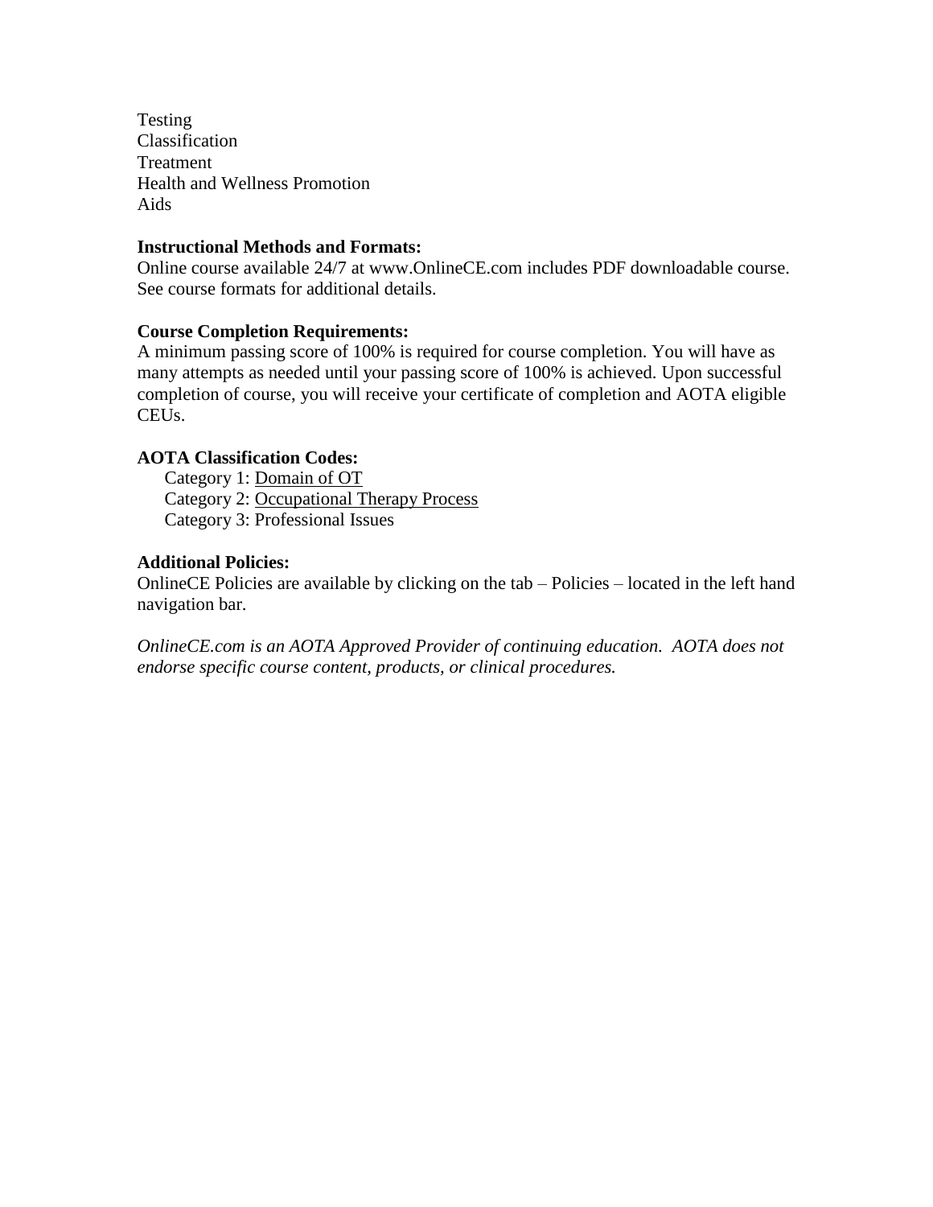Testing
Classification
Treatment
Health and Wellness Promotion
Aids

**Instructional Methods and Formats:**
Online course available 24/7 at www.OnlineCE.com includes PDF downloadable course. See course formats for additional details.

**Course Completion Requirements:**
A minimum passing score of 100% is required for course completion. You will have as many attempts as needed until your passing score of 100% is achieved. Upon successful completion of course, you will receive your certificate of completion and AOTA eligible CEUs.

**AOTA Classification Codes:**

Category 1: Domain of OT
Category 2: Occupational Therapy Process
Category 3: Professional Issues

**Additional Policies:**
OnlineCE Policies are available by clicking on the tab – Policies – located in the left hand navigation bar.

*OnlineCE.com is an AOTA Approved Provider of continuing education. AOTA does not endorse specific course content, products, or clinical procedures.*